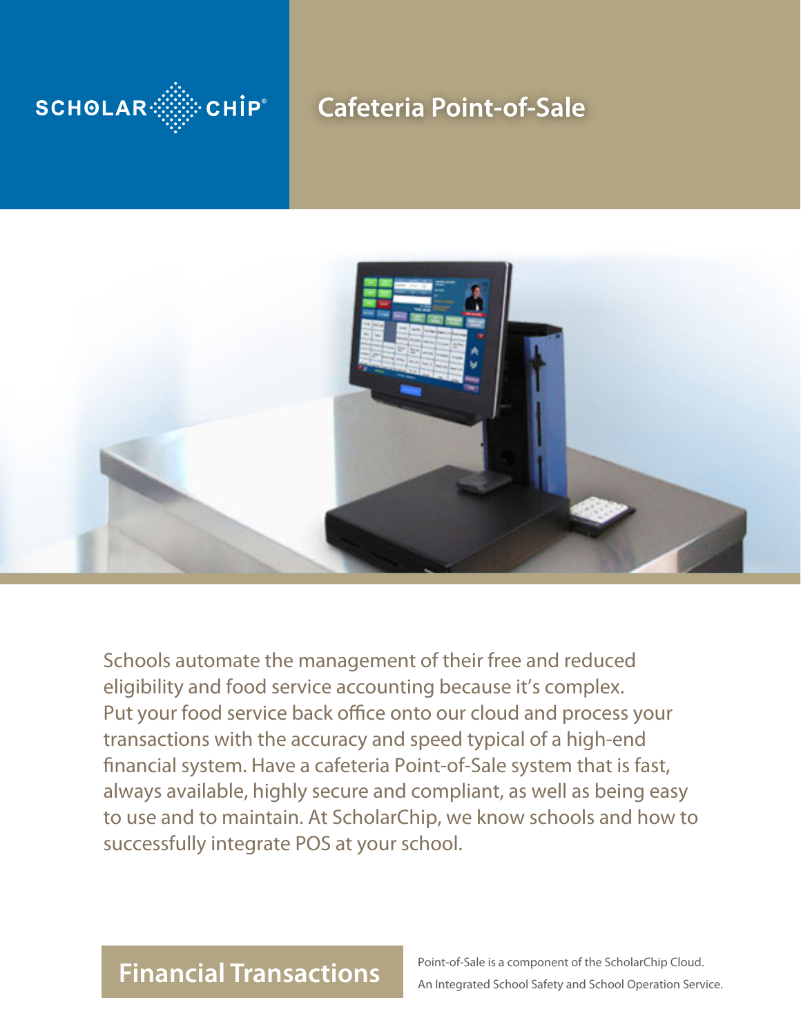SCHOLAR CHIP®

# Cafeteria Point-of-Sale

Schools automate the management of their free and reduced eligibility and food service accounting because it's complex. Put your food service back office onto our cloud and process your transactions with the accuracy and speed typical of a high-end financial system. Have a cafeteria Point-of-Sale system that is fast, always available, highly secure and compliant, as well as being easy to use and to maintain. At ScholarChip, we know schools and how to successfully integrate POS at your school.

## Financial Transactions

Point-of-Sale is a component of the ScholarChip Cloud.
An Integrated School Safety and School Operation Service.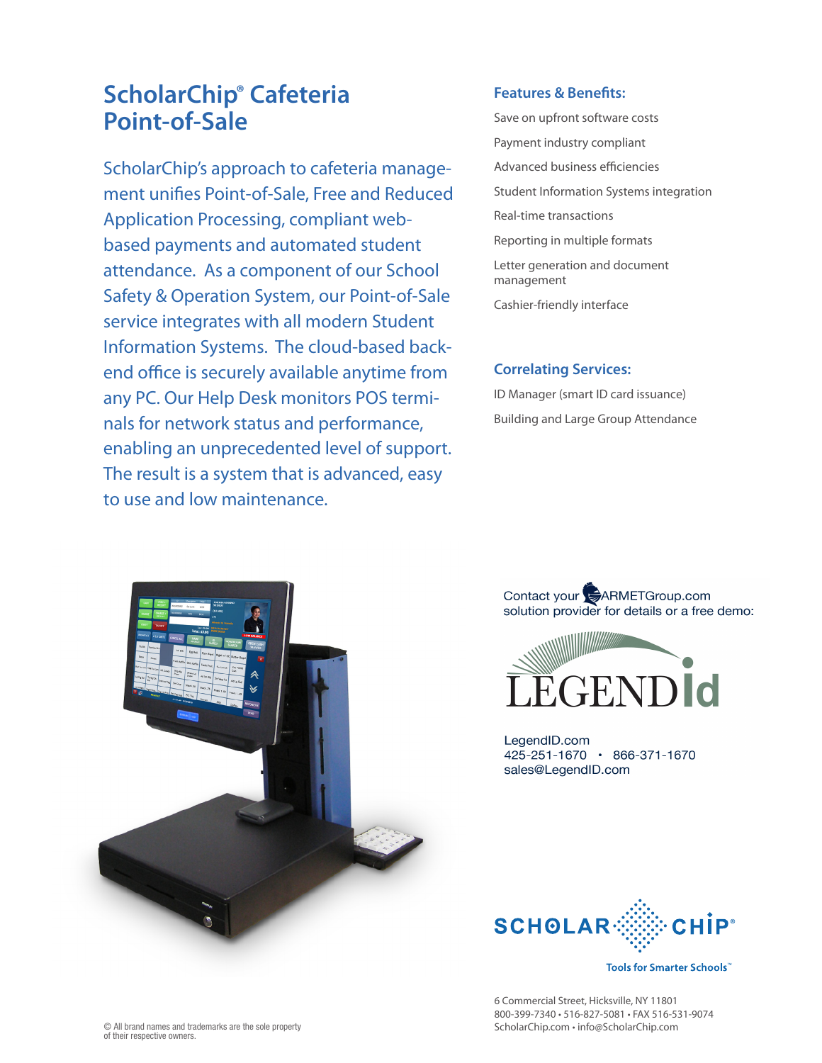# ScholarChip® Cafeteria Point-of-Sale

ScholarChip's approach to cafeteria management unifies Point-of-Sale, Free and Reduced Application Processing, compliant web-based payments and automated student attendance. As a component of our School Safety & Operation System, our Point-of-Sale service integrates with all modern Student Information Systems. The cloud-based back-end office is securely available anytime from any PC. Our Help Desk monitors POS terminals for network status and performance, enabling an unprecedented level of support. The result is a system that is advanced, easy to use and low maintenance.

## Features & Benefits:

- Save on upfront software costs
- Payment industry compliant
- Advanced business efficiencies
- Student Information Systems integration
- Real-time transactions
- Reporting in multiple formats
- Letter generation and document management
- Cashier-friendly interface

## Correlating Services:

- ID Manager (smart ID card issuance)
- Building and Large Group Attendance

Contact your ARMETGroup.com solution provider for details or a free demo:

LEGENDid

LegendID.com
425-251-1670 • 866-371-1670
sales@LegendID.com

SCHOLARCHIP®

Tools for Smarter Schools™

6 Commercial Street, Hicksville, NY 11801
800-399-7340 • 516-827-5081 • FAX 516-531-9074
ScholarChip.com • info@ScholarChip.com

© All brand names and trademarks are the sole property of their respective owners.